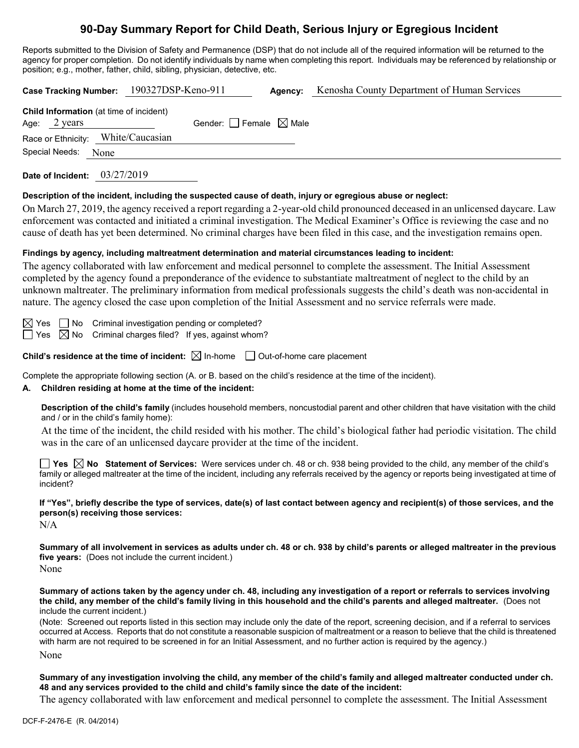# 90-Day Summary Report for Child Death, Serious Injury or Egregious Incident

Reports submitted to the Division of Safety and Permanence (DSP) that do not include all of the required information will be returned to the agency for proper completion. Do not identify individuals by name when completing this report. Individuals may be referenced by relationship or position; e.g., mother, father, child, sibling, physician, detective, etc.

**Case Tracking Number:** 190327DSP-Keno-911 **Agency:** Kenosha County Department of Human Services

**Child Information** (at time of incident)

Age: 2 years Gender: ☐ Female ☒ Male

Race or Ethnicity: White/Caucasian

Special Needs: None

**Date of Incident:** 03/27/2019

**Description of the incident, including the suspected cause of death, injury or egregious abuse or neglect:**

On March 27, 2019, the agency received a report regarding a 2-year-old child pronounced deceased in an unlicensed daycare. Law enforcement was contacted and initiated a criminal investigation. The Medical Examiner's Office is reviewing the case and no cause of death has yet been determined. No criminal charges have been filed in this case, and the investigation remains open.

**Findings by agency, including maltreatment determination and material circumstances leading to incident:**

The agency collaborated with law enforcement and medical personnel to complete the assessment. The Initial Assessment completed by the agency found a preponderance of the evidence to substantiate maltreatment of neglect to the child by an unknown maltreater. The preliminary information from medical professionals suggests the child's death was non-accidental in nature. The agency closed the case upon completion of the Initial Assessment and no service referrals were made.

☒ Yes ☐ No Criminal investigation pending or completed?

☐ Yes ☒ No Criminal charges filed? If yes, against whom?

**Child's residence at the time of incident:** ☒ In-home ☐ Out-of-home care placement

Complete the appropriate following section (A. or B. based on the child's residence at the time of the incident).

**A. Children residing at home at the time of the incident:**

**Description of the child's family** (includes household members, noncustodial parent and other children that have visitation with the child and / or in the child's family home):

At the time of the incident, the child resided with his mother. The child's biological father had periodic visitation. The child was in the care of an unlicensed daycare provider at the time of the incident.

☐ **Yes** ☒ **No** **Statement of Services:** Were services under ch. 48 or ch. 938 being provided to the child, any member of the child's family or alleged maltreater at the time of the incident, including any referrals received by the agency or reports being investigated at time of incident?

**If "Yes", briefly describe the type of services, date(s) of last contact between agency and recipient(s) of those services, and the person(s) receiving those services:**

N/A

**Summary of all involvement in services as adults under ch. 48 or ch. 938 by child's parents or alleged maltreater in the previous five years:** (Does not include the current incident.)

None

**Summary of actions taken by the agency under ch. 48, including any investigation of a report or referrals to services involving the child, any member of the child's family living in this household and the child's parents and alleged maltreater.** (Does not include the current incident.)

(Note: Screened out reports listed in this section may include only the date of the report, screening decision, and if a referral to services occurred at Access. Reports that do not constitute a reasonable suspicion of maltreatment or a reason to believe that the child is threatened with harm are not required to be screened in for an Initial Assessment, and no further action is required by the agency.)

None

**Summary of any investigation involving the child, any member of the child's family and alleged maltreater conducted under ch. 48 and any services provided to the child and child's family since the date of the incident:**

The agency collaborated with law enforcement and medical personnel to complete the assessment. The Initial Assessment

DCF-F-2476-E (R. 04/2014)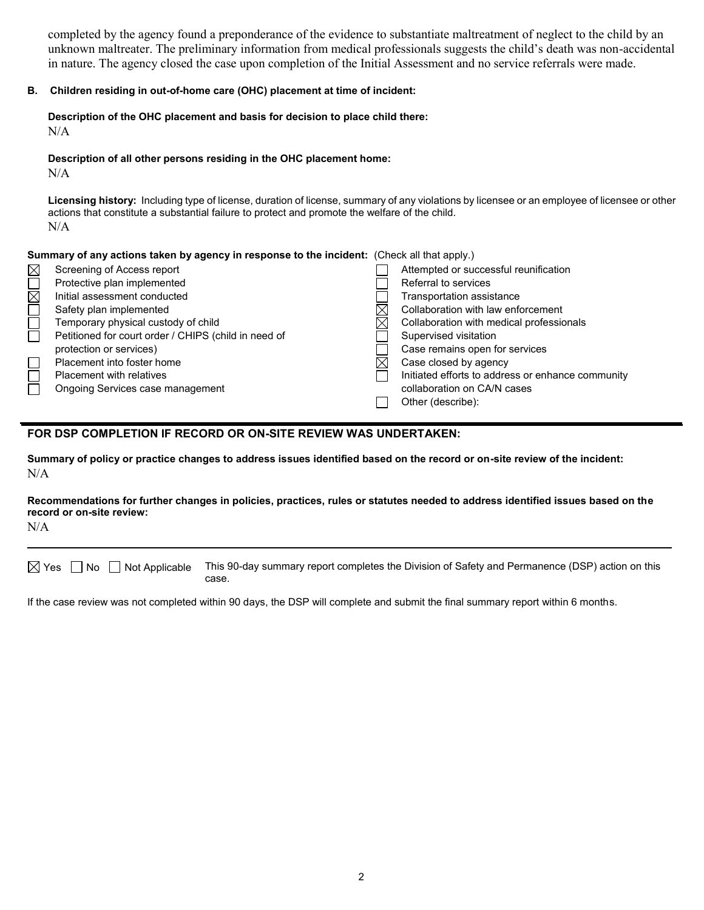completed by the agency found a preponderance of the evidence to substantiate maltreatment of neglect to the child by an unknown maltreater. The preliminary information from medical professionals suggests the child's death was non-accidental in nature. The agency closed the case upon completion of the Initial Assessment and no service referrals were made.

**B. Children residing in out-of-home care (OHC) placement at time of incident:**

**Description of the OHC placement and basis for decision to place child there:**
N/A

**Description of all other persons residing in the OHC placement home:**
N/A

**Licensing history:** Including type of license, duration of license, summary of any violations by licensee or an employee of licensee or other actions that constitute a substantial failure to protect and promote the welfare of the child.
N/A

**Summary of any actions taken by agency in response to the incident:** (Check all that apply.)

- ☒ Screening of Access report
- ☐ Protective plan implemented
- ☒ Initial assessment conducted
- ☐ Safety plan implemented
- ☐ Temporary physical custody of child
- ☐ Petitioned for court order / CHIPS (child in need of protection or services)
- ☐ Placement into foster home
- ☐ Placement with relatives
- ☐ Ongoing Services case management
- ☐ Attempted or successful reunification
- ☐ Referral to services
- ☐ Transportation assistance
- ☒ Collaboration with law enforcement
- ☒ Collaboration with medical professionals
- ☐ Supervised visitation
- ☐ Case remains open for services
- ☒ Case closed by agency
- ☐ Initiated efforts to address or enhance community collaboration on CA/N cases
- ☐ Other (describe):

---

## FOR DSP COMPLETION IF RECORD OR ON-SITE REVIEW WAS UNDERTAKEN:

**Summary of policy or practice changes to address issues identified based on the record or on-site review of the incident:**
N/A

**Recommendations for further changes in policies, practices, rules or statutes needed to address identified issues based on the record or on-site review:**
N/A

---

☒ Yes ☐ No ☐ Not Applicable This 90-day summary report completes the Division of Safety and Permanence (DSP) action on this case.

If the case review was not completed within 90 days, the DSP will complete and submit the final summary report within 6 months.